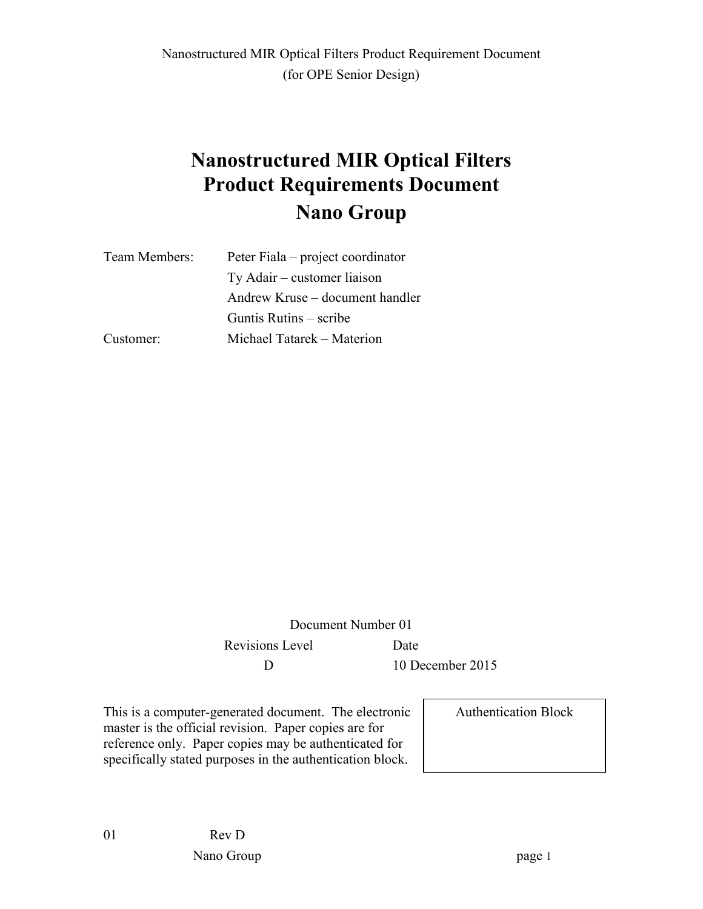# Nanostructured MIR Optical Filters
# Product Requirements Document
# Nano Group

| | |
|---|---|
| Team Members: | Peter Fiala – project coordinator |
| | Ty Adair – customer liaison |
| | Andrew Kruse – document handler |
| | Guntis Rutins – scribe |
| Customer: | Michael Tatarek – Materion |

Document Number 01

| Revisions Level | Date |
|---|---|
| D | 10 December 2015 |

This is a computer-generated document. The electronic master is the official revision. Paper copies are for reference only. Paper copies may be authenticated for specifically stated purposes in the authentication block.

| Authentication Block |
|---|
| |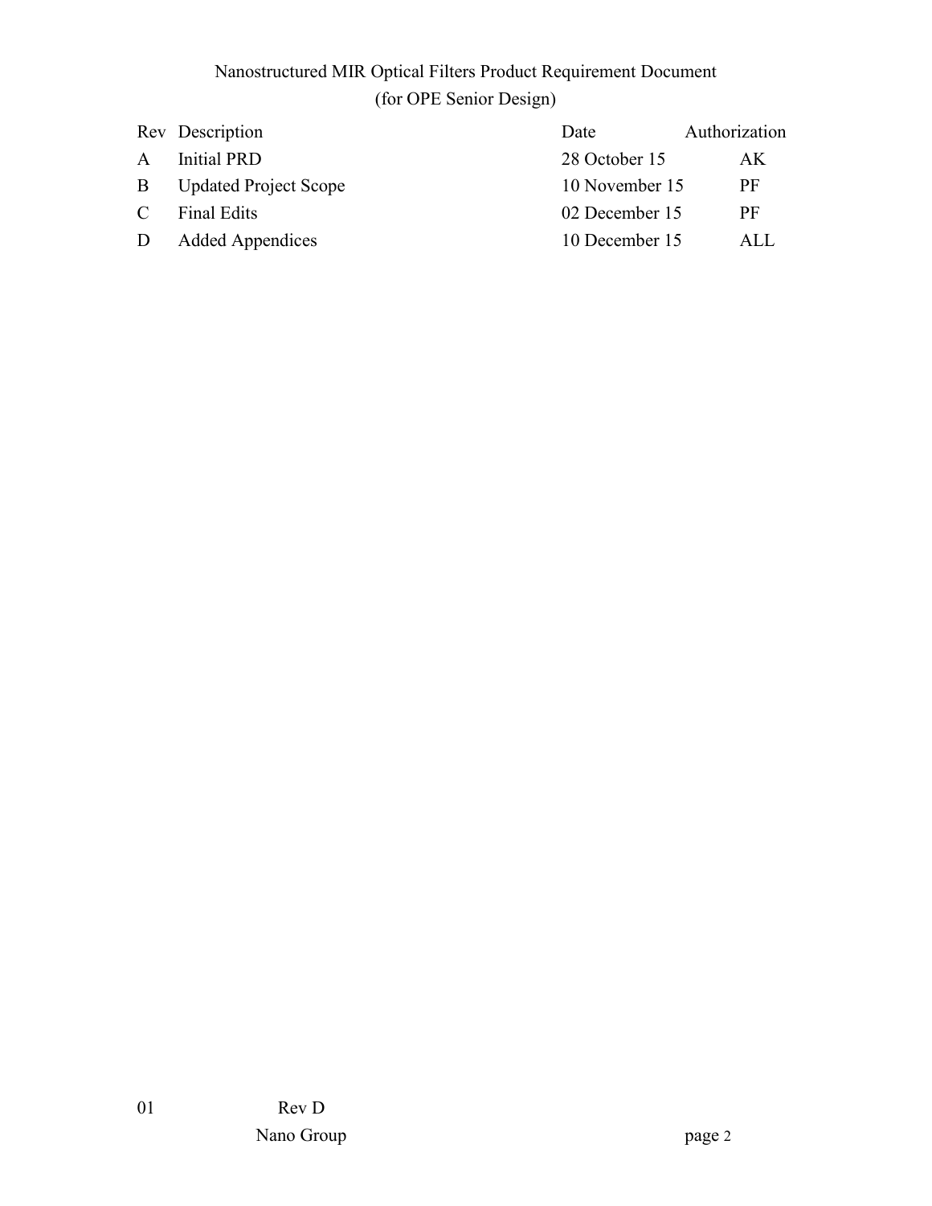Nanostructured MIR Optical Filters Product Requirement Document
(for OPE Senior Design)

| Rev | Description | Date | Authorization |
|---|---|---|---|
| A | Initial PRD | 28 October 15 | AK |
| B | Updated Project Scope | 10 November 15 | PF |
| C | Final Edits | 02 December 15 | PF |
| D | Added Appendices | 10 December 15 | ALL |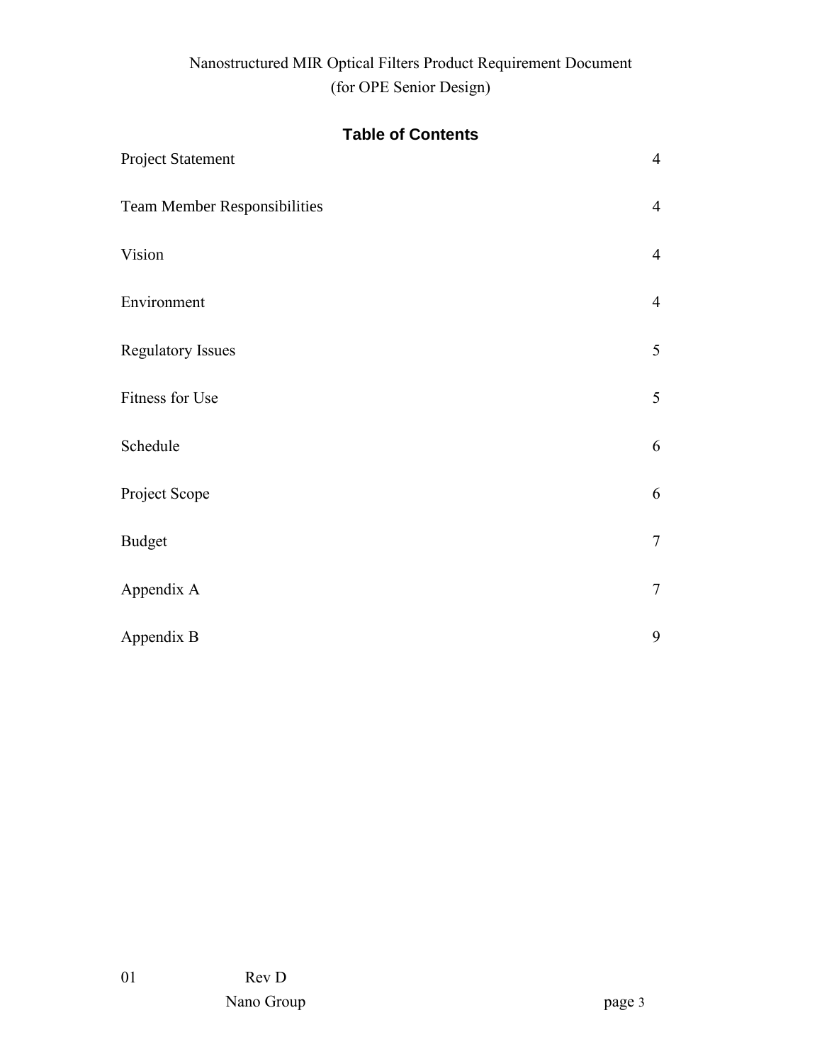Nanostructured MIR Optical Filters Product Requirement Document
(for OPE Senior Design)

## Table of Contents

| | |
|---|---|
| Project Statement | 4 |
| Team Member Responsibilities | 4 |
| Vision | 4 |
| Environment | 4 |
| Regulatory Issues | 5 |
| Fitness for Use | 5 |
| Schedule | 6 |
| Project Scope | 6 |
| Budget | 7 |
| Appendix A | 7 |
| Appendix B | 9 |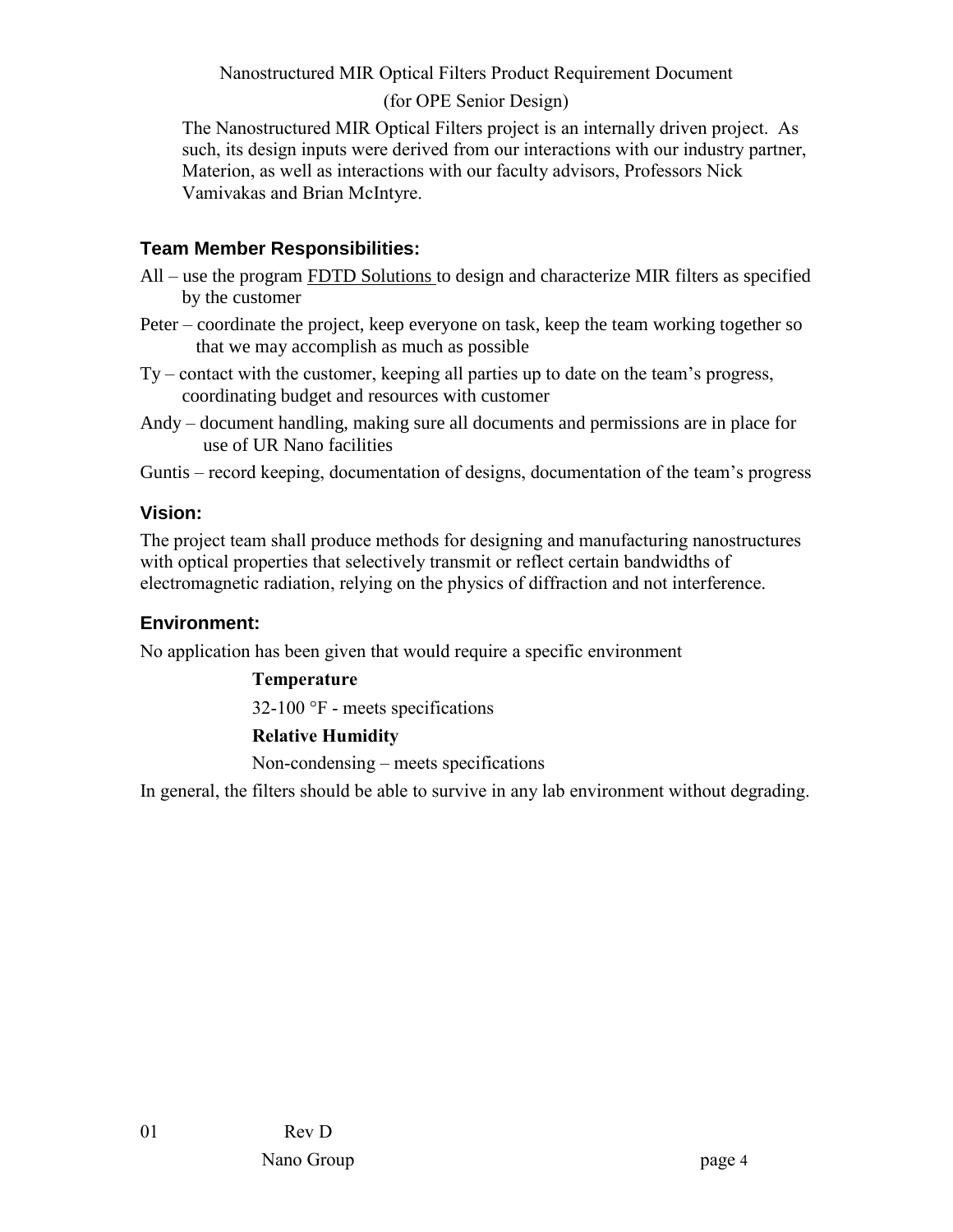The Nanostructured MIR Optical Filters project is an internally driven project. As such, its design inputs were derived from our interactions with our industry partner, Materion, as well as interactions with our faculty advisors, Professors Nick Vamivakas and Brian McIntyre.

## Team Member Responsibilities:

All – use the program FDTD Solutions to design and characterize MIR filters as specified by the customer

Peter – coordinate the project, keep everyone on task, keep the team working together so that we may accomplish as much as possible

Ty – contact with the customer, keeping all parties up to date on the team's progress, coordinating budget and resources with customer

Andy – document handling, making sure all documents and permissions are in place for use of UR Nano facilities

Guntis – record keeping, documentation of designs, documentation of the team's progress

## Vision:

The project team shall produce methods for designing and manufacturing nanostructures with optical properties that selectively transmit or reflect certain bandwidths of electromagnetic radiation, relying on the physics of diffraction and not interference.

## Environment:

No application has been given that would require a specific environment

**Temperature**

32-100 °F - meets specifications

**Relative Humidity**

Non-condensing – meets specifications

In general, the filters should be able to survive in any lab environment without degrading.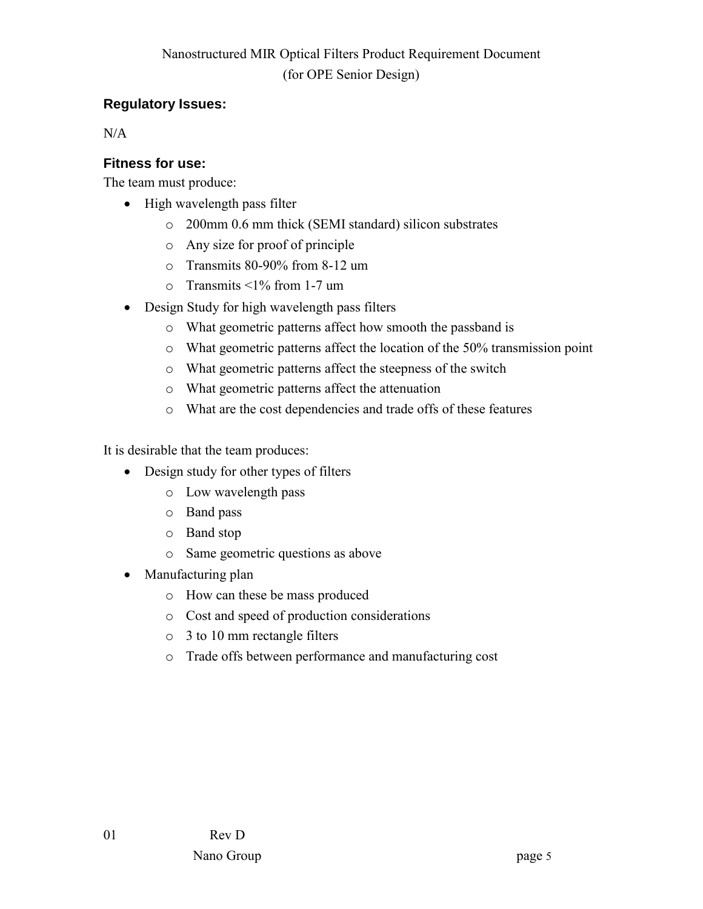## Regulatory Issues:

N/A

## Fitness for use:

The team must produce:

- High wavelength pass filter
  - 200mm 0.6 mm thick (SEMI standard) silicon substrates
  - Any size for proof of principle
  - Transmits 80-90% from 8-12 um
  - Transmits <1% from 1-7 um
- Design Study for high wavelength pass filters
  - What geometric patterns affect how smooth the passband is
  - What geometric patterns affect the location of the 50% transmission point
  - What geometric patterns affect the steepness of the switch
  - What geometric patterns affect the attenuation
  - What are the cost dependencies and trade offs of these features

It is desirable that the team produces:

- Design study for other types of filters
  - Low wavelength pass
  - Band pass
  - Band stop
  - Same geometric questions as above
- Manufacturing plan
  - How can these be mass produced
  - Cost and speed of production considerations
  - 3 to 10 mm rectangle filters
  - Trade offs between performance and manufacturing cost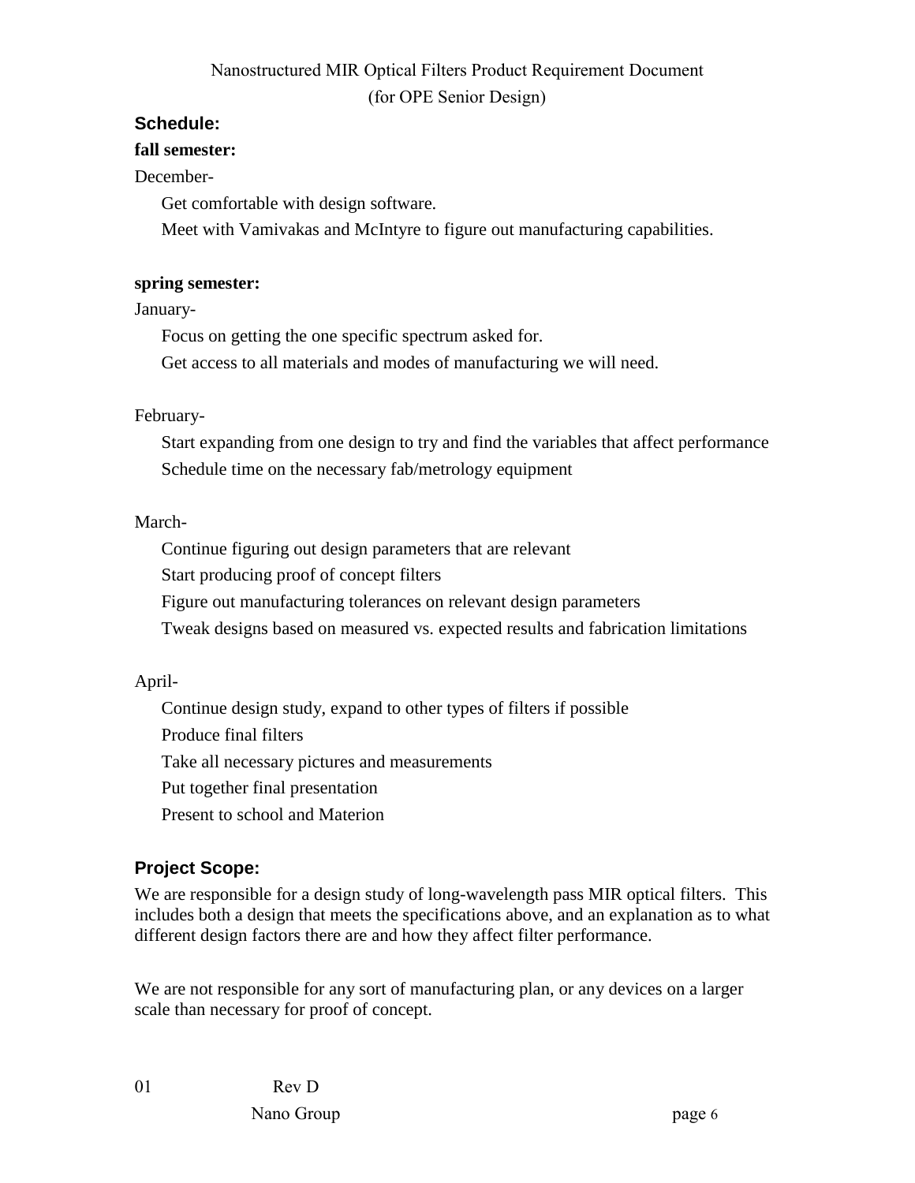## Schedule:

**fall semester:**

December-

- Get comfortable with design software.
- Meet with Vamivakas and McIntyre to figure out manufacturing capabilities.

**spring semester:**

January-

- Focus on getting the one specific spectrum asked for.
- Get access to all materials and modes of manufacturing we will need.

February-

- Start expanding from one design to try and find the variables that affect performance
- Schedule time on the necessary fab/metrology equipment

March-

- Continue figuring out design parameters that are relevant
- Start producing proof of concept filters
- Figure out manufacturing tolerances on relevant design parameters
- Tweak designs based on measured vs. expected results and fabrication limitations

April-

- Continue design study, expand to other types of filters if possible
- Produce final filters
- Take all necessary pictures and measurements
- Put together final presentation
- Present to school and Materion

## Project Scope:

We are responsible for a design study of long-wavelength pass MIR optical filters. This includes both a design that meets the specifications above, and an explanation as to what different design factors there are and how they affect filter performance.

We are not responsible for any sort of manufacturing plan, or any devices on a larger scale than necessary for proof of concept.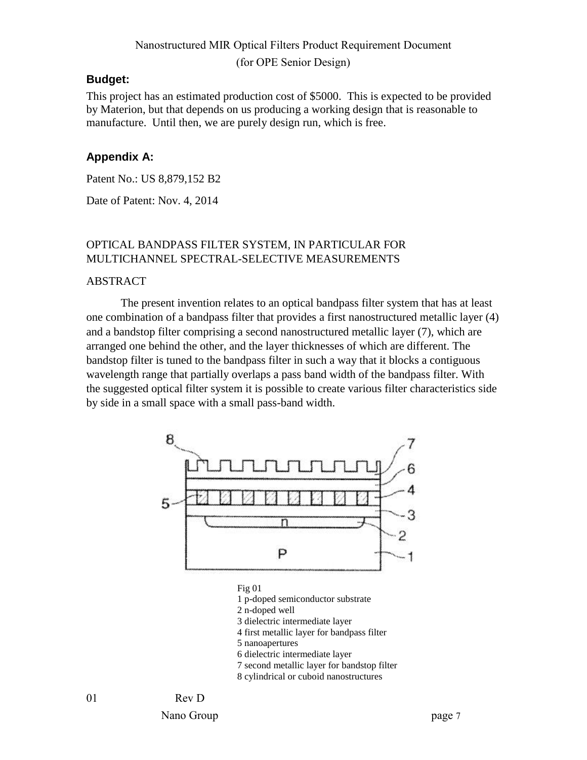## Budget:

This project has an estimated production cost of $5000. This is expected to be provided by Materion, but that depends on us producing a working design that is reasonable to manufacture. Until then, we are purely design run, which is free.

## Appendix A:

Patent No.: US 8,879,152 B2

Date of Patent: Nov. 4, 2014

OPTICAL BANDPASS FILTER SYSTEM, IN PARTICULAR FOR MULTICHANNEL SPECTRAL-SELECTIVE MEASUREMENTS

ABSTRACT

The present invention relates to an optical bandpass filter system that has at least one combination of a bandpass filter that provides a first nanostructured metallic layer (4) and a bandstop filter comprising a second nanostructured metallic layer (7), which are arranged one behind the other, and the layer thicknesses of which are different. The bandstop filter is tuned to the bandpass filter in such a way that it blocks a contiguous wavelength range that partially overlaps a pass band width of the bandpass filter. With the suggested optical filter system it is possible to create various filter characteristics side by side in a small space with a small pass-band width.

8
7
6
5
4
3
n
2
P
1

Fig 01
1 p-doped semiconductor substrate
2 n-doped well
3 dielectric intermediate layer
4 first metallic layer for bandpass filter
5 nanoapertures
6 dielectric intermediate layer
7 second metallic layer for bandstop filter
8 cylindrical or cuboid nanostructures

01 Rev D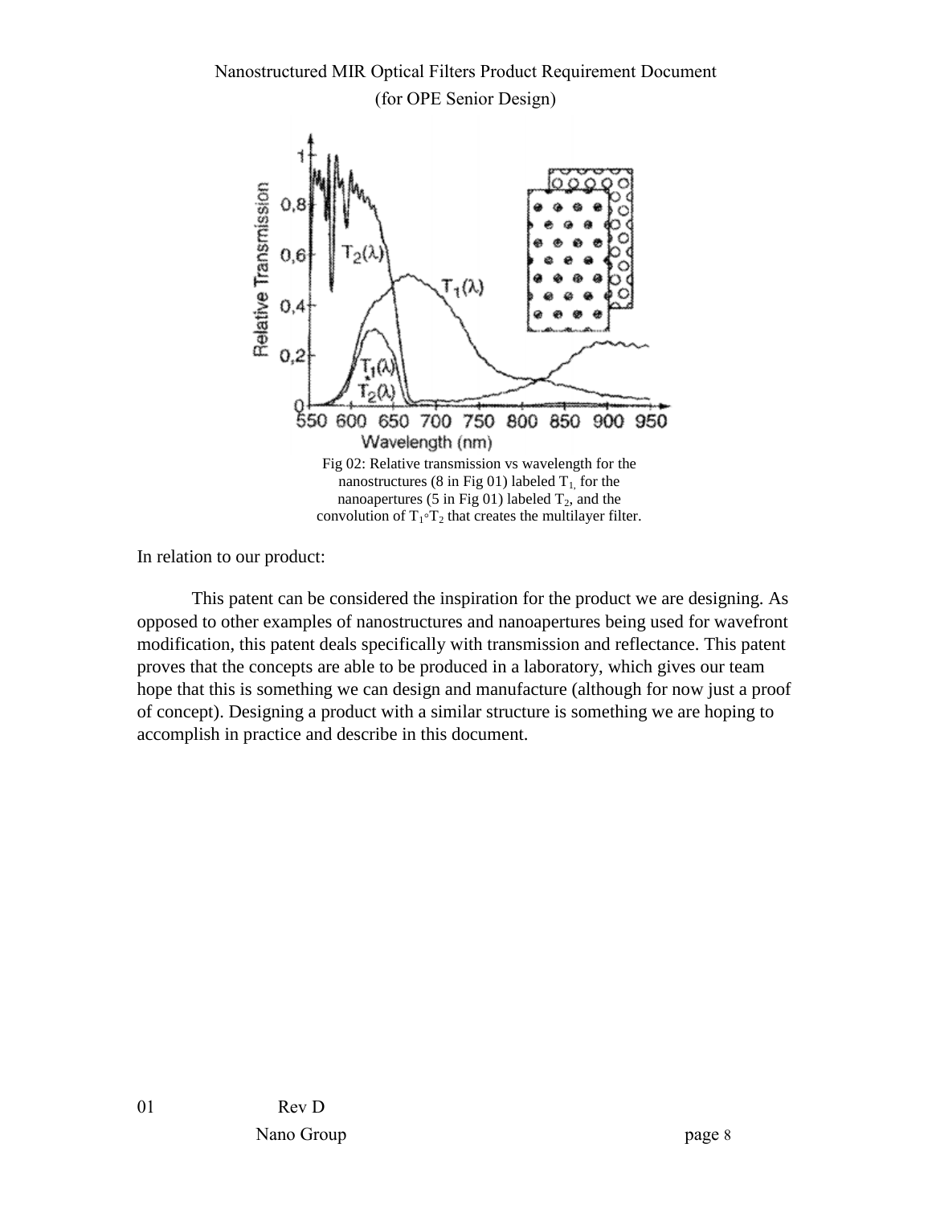Relative Transmission

1

0,8

0,6

0,4

0,2

0

$T_2(\lambda)$

$T_1(\lambda)$

$T_1(\lambda) \cdot T_2(\lambda)$

550 600 650 700 750 800 850 900 950

Wavelength (nm)

Fig 02: Relative transmission vs wavelength for the nanostructures (8 in Fig 01) labeled $T_1$, for the nanoapertures (5 in Fig 01) labeled $T_2$, and the convolution of $T_1 \circ T_2$ that creates the multilayer filter.

In relation to our product:

This patent can be considered the inspiration for the product we are designing. As opposed to other examples of nanostructures and nanoapertures being used for wavefront modification, this patent deals specifically with transmission and reflectance. This patent proves that the concepts are able to be produced in a laboratory, which gives our team hope that this is something we can design and manufacture (although for now just a proof of concept). Designing a product with a similar structure is something we are hoping to accomplish in practice and describe in this document.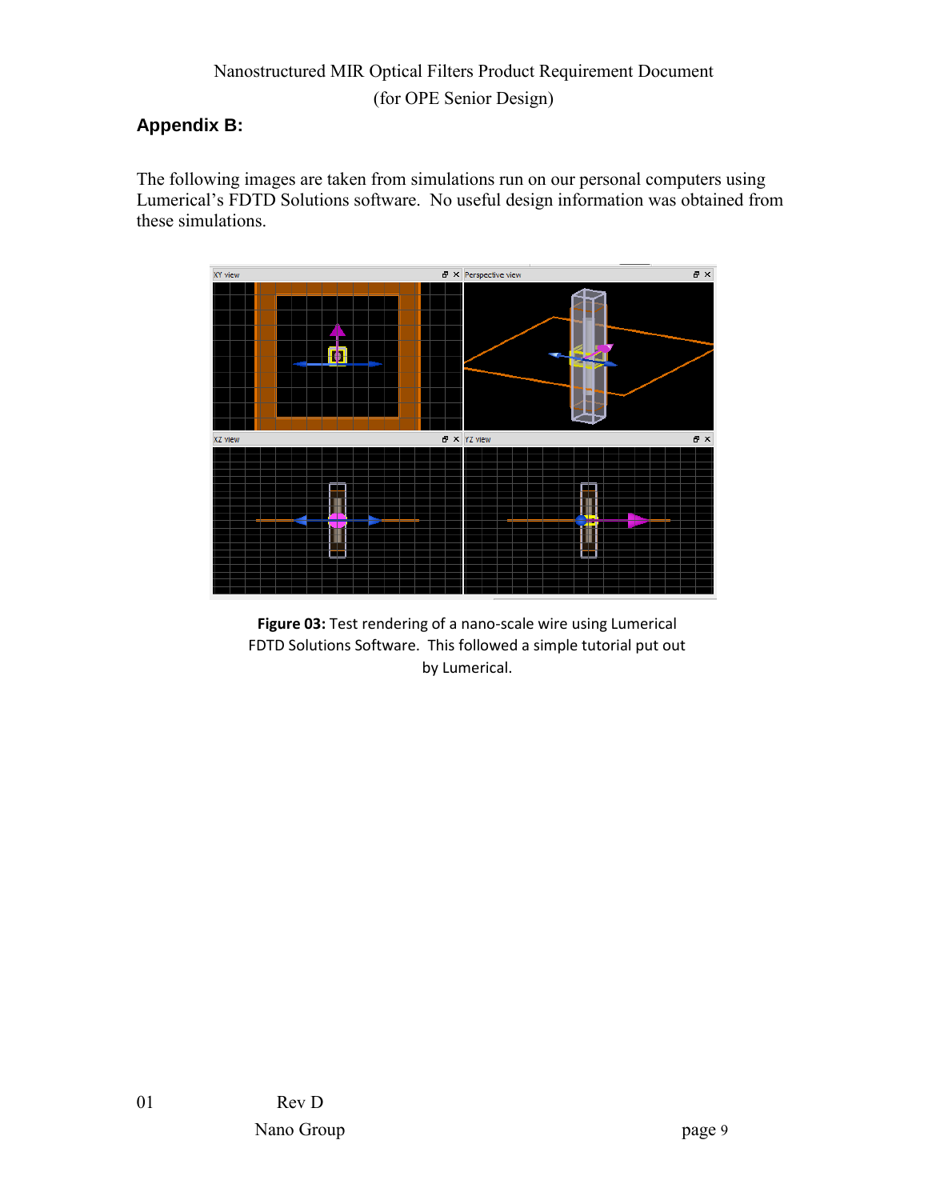## Appendix B:

The following images are taken from simulations run on our personal computers using Lumerical's FDTD Solutions software. No useful design information was obtained from these simulations.

XY view

Perspective view

XZ view

YZ view

**Figure 03:** Test rendering of a nano-scale wire using Lumerical FDTD Solutions Software. This followed a simple tutorial put out by Lumerical.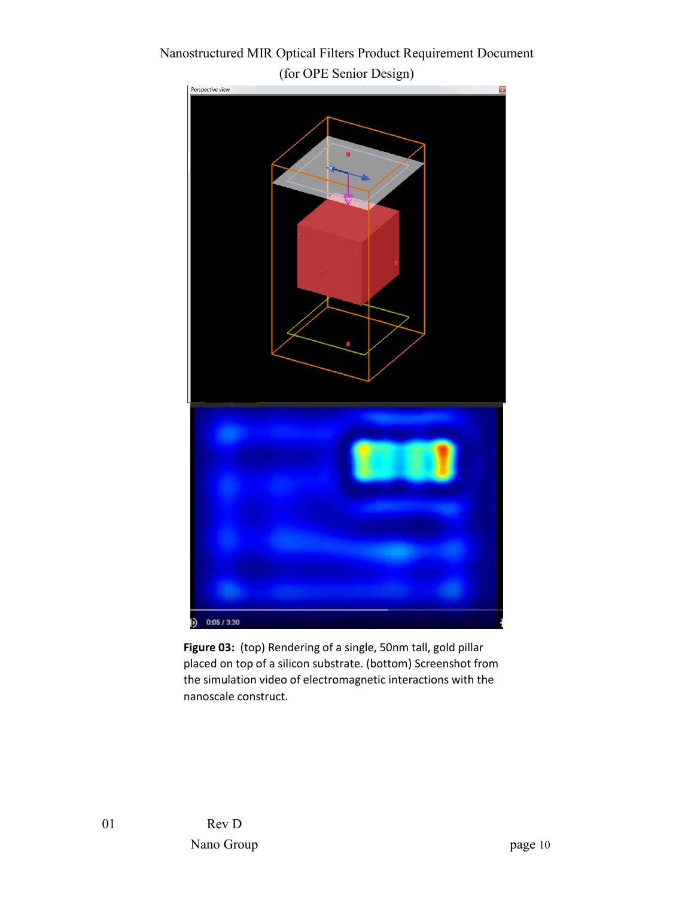**Figure 03:** (top) Rendering of a single, 50nm tall, gold pillar placed on top of a silicon substrate. (bottom) Screenshot from the simulation video of electromagnetic interactions with the nanoscale construct.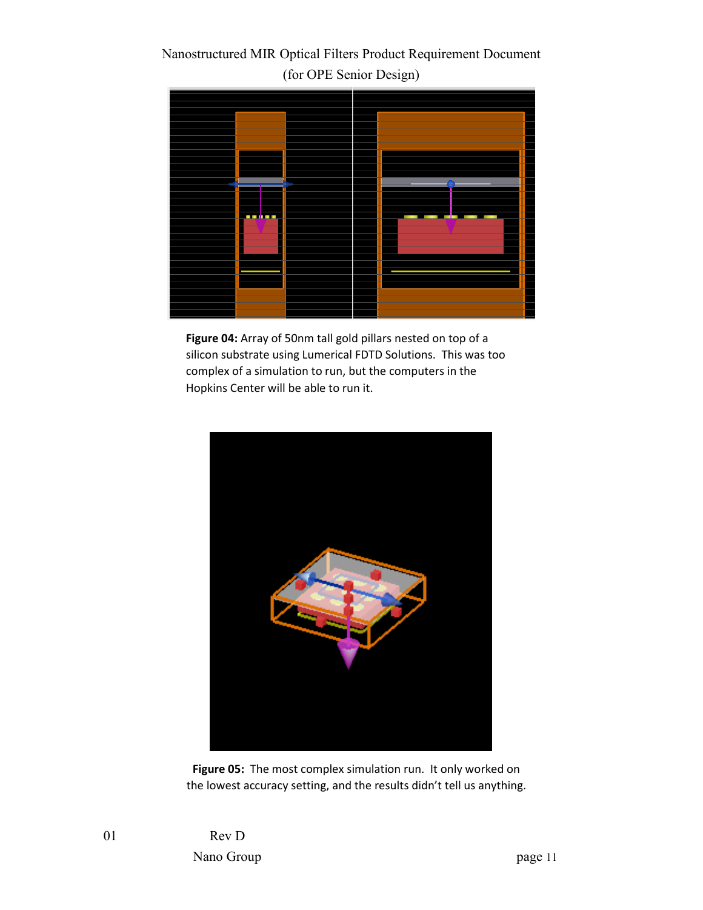**Figure 04:** Array of 50nm tall gold pillars nested on top of a silicon substrate using Lumerical FDTD Solutions. This was too complex of a simulation to run, but the computers in the Hopkins Center will be able to run it.

**Figure 05:** The most complex simulation run. It only worked on the lowest accuracy setting, and the results didn't tell us anything.